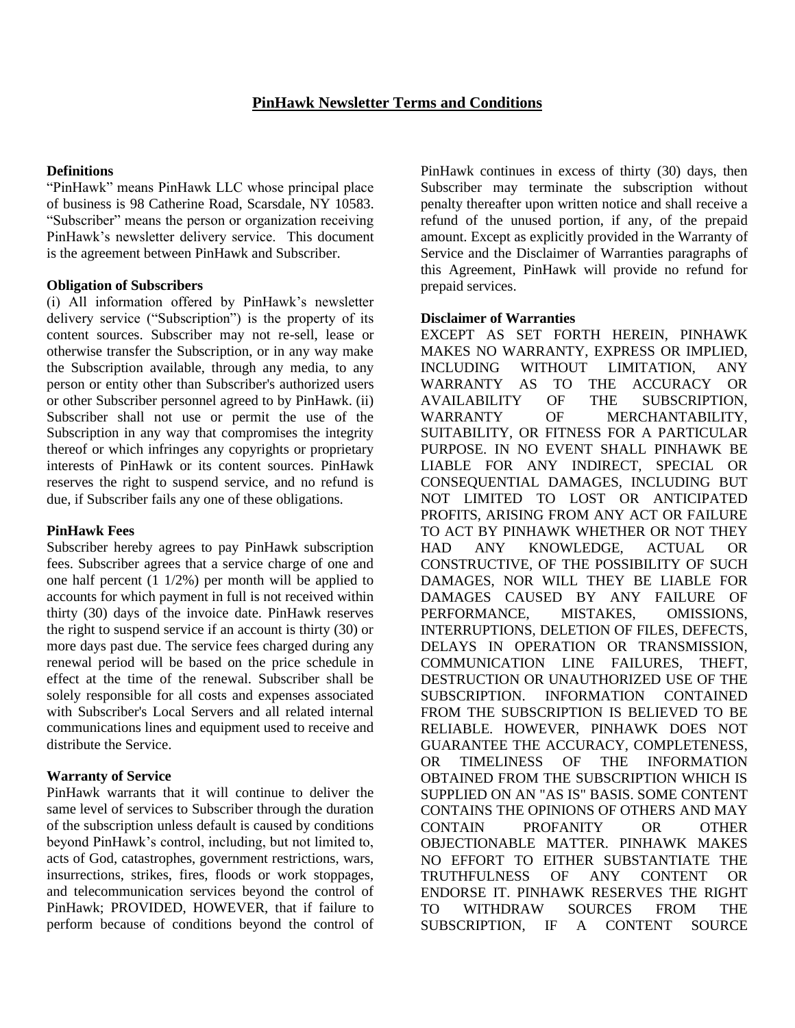# PinHawk Newsletter Terms and Conditions

**Definitions**

"PinHawk" means PinHawk LLC whose principal place of business is 98 Catherine Road, Scarsdale, NY 10583. "Subscriber" means the person or organization receiving PinHawk's newsletter delivery service. This document is the agreement between PinHawk and Subscriber.

**Obligation of Subscribers**

(i) All information offered by PinHawk's newsletter delivery service ("Subscription") is the property of its content sources. Subscriber may not re-sell, lease or otherwise transfer the Subscription, or in any way make the Subscription available, through any media, to any person or entity other than Subscriber's authorized users or other Subscriber personnel agreed to by PinHawk. (ii) Subscriber shall not use or permit the use of the Subscription in any way that compromises the integrity thereof or which infringes any copyrights or proprietary interests of PinHawk or its content sources. PinHawk reserves the right to suspend service, and no refund is due, if Subscriber fails any one of these obligations.

**PinHawk Fees**

Subscriber hereby agrees to pay PinHawk subscription fees. Subscriber agrees that a service charge of one and one half percent (1 1/2%) per month will be applied to accounts for which payment in full is not received within thirty (30) days of the invoice date. PinHawk reserves the right to suspend service if an account is thirty (30) or more days past due. The service fees charged during any renewal period will be based on the price schedule in effect at the time of the renewal. Subscriber shall be solely responsible for all costs and expenses associated with Subscriber's Local Servers and all related internal communications lines and equipment used to receive and distribute the Service.

**Warranty of Service**

PinHawk warrants that it will continue to deliver the same level of services to Subscriber through the duration of the subscription unless default is caused by conditions beyond PinHawk's control, including, but not limited to, acts of God, catastrophes, government restrictions, wars, insurrections, strikes, fires, floods or work stoppages, and telecommunication services beyond the control of PinHawk; PROVIDED, HOWEVER, that if failure to perform because of conditions beyond the control of PinHawk continues in excess of thirty (30) days, then Subscriber may terminate the subscription without penalty thereafter upon written notice and shall receive a refund of the unused portion, if any, of the prepaid amount. Except as explicitly provided in the Warranty of Service and the Disclaimer of Warranties paragraphs of this Agreement, PinHawk will provide no refund for prepaid services.

**Disclaimer of Warranties**

EXCEPT AS SET FORTH HEREIN, PINHAWK MAKES NO WARRANTY, EXPRESS OR IMPLIED, INCLUDING WITHOUT LIMITATION, ANY WARRANTY AS TO THE ACCURACY OR AVAILABILITY OF THE SUBSCRIPTION, WARRANTY OF MERCHANTABILITY, SUITABILITY, OR FITNESS FOR A PARTICULAR PURPOSE. IN NO EVENT SHALL PINHAWK BE LIABLE FOR ANY INDIRECT, SPECIAL OR CONSEQUENTIAL DAMAGES, INCLUDING BUT NOT LIMITED TO LOST OR ANTICIPATED PROFITS, ARISING FROM ANY ACT OR FAILURE TO ACT BY PINHAWK WHETHER OR NOT THEY HAD ANY KNOWLEDGE, ACTUAL OR CONSTRUCTIVE, OF THE POSSIBILITY OF SUCH DAMAGES, NOR WILL THEY BE LIABLE FOR DAMAGES CAUSED BY ANY FAILURE OF PERFORMANCE, MISTAKES, OMISSIONS, INTERRUPTIONS, DELETION OF FILES, DEFECTS, DELAYS IN OPERATION OR TRANSMISSION, COMMUNICATION LINE FAILURES, THEFT, DESTRUCTION OR UNAUTHORIZED USE OF THE SUBSCRIPTION. INFORMATION CONTAINED FROM THE SUBSCRIPTION IS BELIEVED TO BE RELIABLE. HOWEVER, PINHAWK DOES NOT GUARANTEE THE ACCURACY, COMPLETENESS, OR TIMELINESS OF THE INFORMATION OBTAINED FROM THE SUBSCRIPTION WHICH IS SUPPLIED ON AN "AS IS" BASIS. SOME CONTENT CONTAINS THE OPINIONS OF OTHERS AND MAY CONTAIN PROFANITY OR OTHER OBJECTIONABLE MATTER. PINHAWK MAKES NO EFFORT TO EITHER SUBSTANTIATE THE TRUTHFULNESS OF ANY CONTENT OR ENDORSE IT. PINHAWK RESERVES THE RIGHT TO WITHDRAW SOURCES FROM THE SUBSCRIPTION, IF A CONTENT SOURCE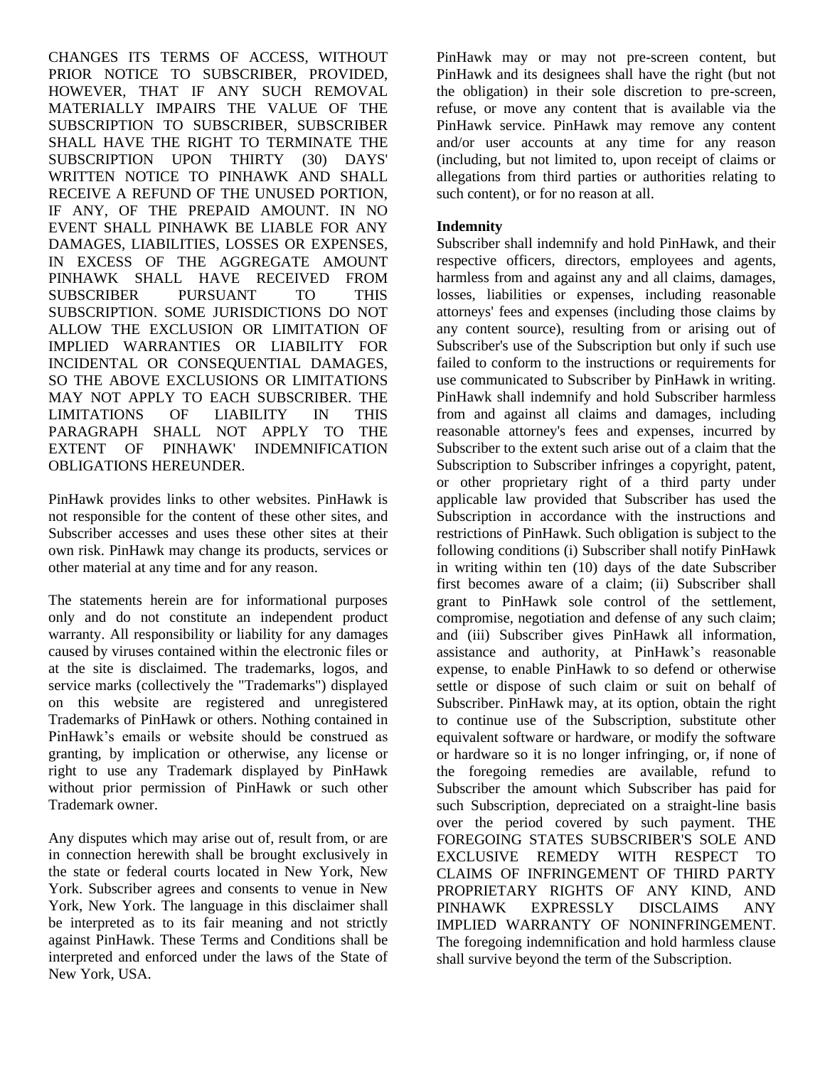CHANGES ITS TERMS OF ACCESS, WITHOUT PRIOR NOTICE TO SUBSCRIBER, PROVIDED, HOWEVER, THAT IF ANY SUCH REMOVAL MATERIALLY IMPAIRS THE VALUE OF THE SUBSCRIPTION TO SUBSCRIBER, SUBSCRIBER SHALL HAVE THE RIGHT TO TERMINATE THE SUBSCRIPTION UPON THIRTY (30) DAYS' WRITTEN NOTICE TO PINHAWK AND SHALL RECEIVE A REFUND OF THE UNUSED PORTION, IF ANY, OF THE PREPAID AMOUNT. IN NO EVENT SHALL PINHAWK BE LIABLE FOR ANY DAMAGES, LIABILITIES, LOSSES OR EXPENSES, IN EXCESS OF THE AGGREGATE AMOUNT PINHAWK SHALL HAVE RECEIVED FROM SUBSCRIBER PURSUANT TO THIS SUBSCRIPTION. SOME JURISDICTIONS DO NOT ALLOW THE EXCLUSION OR LIMITATION OF IMPLIED WARRANTIES OR LIABILITY FOR INCIDENTAL OR CONSEQUENTIAL DAMAGES, SO THE ABOVE EXCLUSIONS OR LIMITATIONS MAY NOT APPLY TO EACH SUBSCRIBER. THE LIMITATIONS OF LIABILITY IN THIS PARAGRAPH SHALL NOT APPLY TO THE EXTENT OF PINHAWK' INDEMNIFICATION OBLIGATIONS HEREUNDER.

PinHawk provides links to other websites. PinHawk is not responsible for the content of these other sites, and Subscriber accesses and uses these other sites at their own risk. PinHawk may change its products, services or other material at any time and for any reason.

The statements herein are for informational purposes only and do not constitute an independent product warranty. All responsibility or liability for any damages caused by viruses contained within the electronic files or at the site is disclaimed. The trademarks, logos, and service marks (collectively the "Trademarks") displayed on this website are registered and unregistered Trademarks of PinHawk or others. Nothing contained in PinHawk's emails or website should be construed as granting, by implication or otherwise, any license or right to use any Trademark displayed by PinHawk without prior permission of PinHawk or such other Trademark owner.

Any disputes which may arise out of, result from, or are in connection herewith shall be brought exclusively in the state or federal courts located in New York, New York. Subscriber agrees and consents to venue in New York, New York. The language in this disclaimer shall be interpreted as to its fair meaning and not strictly against PinHawk. These Terms and Conditions shall be interpreted and enforced under the laws of the State of New York, USA.

PinHawk may or may not pre-screen content, but PinHawk and its designees shall have the right (but not the obligation) in their sole discretion to pre-screen, refuse, or move any content that is available via the PinHawk service. PinHawk may remove any content and/or user accounts at any time for any reason (including, but not limited to, upon receipt of claims or allegations from third parties or authorities relating to such content), or for no reason at all.

**Indemnity**

Subscriber shall indemnify and hold PinHawk, and their respective officers, directors, employees and agents, harmless from and against any and all claims, damages, losses, liabilities or expenses, including reasonable attorneys' fees and expenses (including those claims by any content source), resulting from or arising out of Subscriber's use of the Subscription but only if such use failed to conform to the instructions or requirements for use communicated to Subscriber by PinHawk in writing. PinHawk shall indemnify and hold Subscriber harmless from and against all claims and damages, including reasonable attorney's fees and expenses, incurred by Subscriber to the extent such arise out of a claim that the Subscription to Subscriber infringes a copyright, patent, or other proprietary right of a third party under applicable law provided that Subscriber has used the Subscription in accordance with the instructions and restrictions of PinHawk. Such obligation is subject to the following conditions (i) Subscriber shall notify PinHawk in writing within ten (10) days of the date Subscriber first becomes aware of a claim; (ii) Subscriber shall grant to PinHawk sole control of the settlement, compromise, negotiation and defense of any such claim; and (iii) Subscriber gives PinHawk all information, assistance and authority, at PinHawk's reasonable expense, to enable PinHawk to so defend or otherwise settle or dispose of such claim or suit on behalf of Subscriber. PinHawk may, at its option, obtain the right to continue use of the Subscription, substitute other equivalent software or hardware, or modify the software or hardware so it is no longer infringing, or, if none of the foregoing remedies are available, refund to Subscriber the amount which Subscriber has paid for such Subscription, depreciated on a straight-line basis over the period covered by such payment. THE FOREGOING STATES SUBSCRIBER'S SOLE AND EXCLUSIVE REMEDY WITH RESPECT TO CLAIMS OF INFRINGEMENT OF THIRD PARTY PROPRIETARY RIGHTS OF ANY KIND, AND PINHAWK EXPRESSLY DISCLAIMS ANY IMPLIED WARRANTY OF NONINFRINGEMENT. The foregoing indemnification and hold harmless clause shall survive beyond the term of the Subscription.